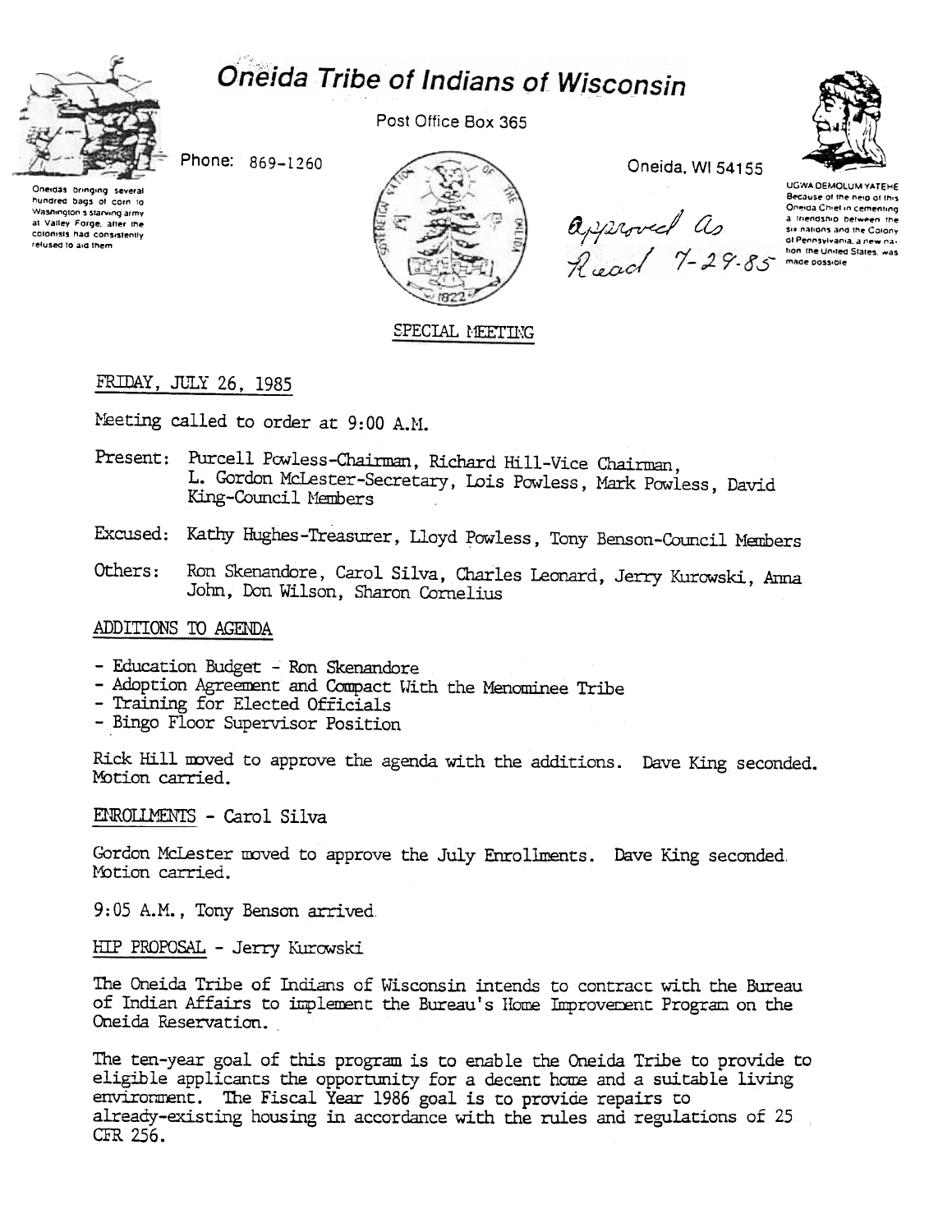# Oneida Tribe of Indians of Wisconsin

Post Office Box 365

Phone: 869-1260

Oneida, WI 54155

Oneidas bringing several hundred bags of corn to Washington's starving army at Valley Forge, after the colonists had consistently refused to aid them

UGWA DEMOLUM YATEHE
Because of the help of this Oneida Chief in cementing a friendship between the six nations and the Colony of Pennsylvania, a new nation the United States, was made possible

Approved as Read 7-29-85

SPECIAL MEETING

FRIDAY, JULY 26, 1985

Meeting called to order at 9:00 A.M.

Present: Purcell Powless-Chairman, Richard Hill-Vice Chairman, L. Gordon McLester-Secretary, Lois Powless, Mark Powless, David King-Council Members

Excused: Kathy Hughes-Treasurer, Lloyd Powless, Tony Benson-Council Members

Others: Ron Skenandore, Carol Silva, Charles Leonard, Jerry Kurowski, Anna John, Don Wilson, Sharon Cornelius

ADDITIONS TO AGENDA

- Education Budget - Ron Skenandore
- Adoption Agreement and Compact With the Menominee Tribe
- Training for Elected Officials
- Bingo Floor Supervisor Position

Rick Hill moved to approve the agenda with the additions. Dave King seconded. Motion carried.

ENROLLMENTS - Carol Silva

Gordon McLester moved to approve the July Enrollments. Dave King seconded. Motion carried.

9:05 A.M., Tony Benson arrived.

HIP PROPOSAL - Jerry Kurowski

The Oneida Tribe of Indians of Wisconsin intends to contract with the Bureau of Indian Affairs to implement the Bureau's Home Improvement Program on the Oneida Reservation.

The ten-year goal of this program is to enable the Oneida Tribe to provide to eligible applicants the opportunity for a decent home and a suitable living environment. The Fiscal Year 1986 goal is to provide repairs to already-existing housing in accordance with the rules and regulations of 25 CFR 256.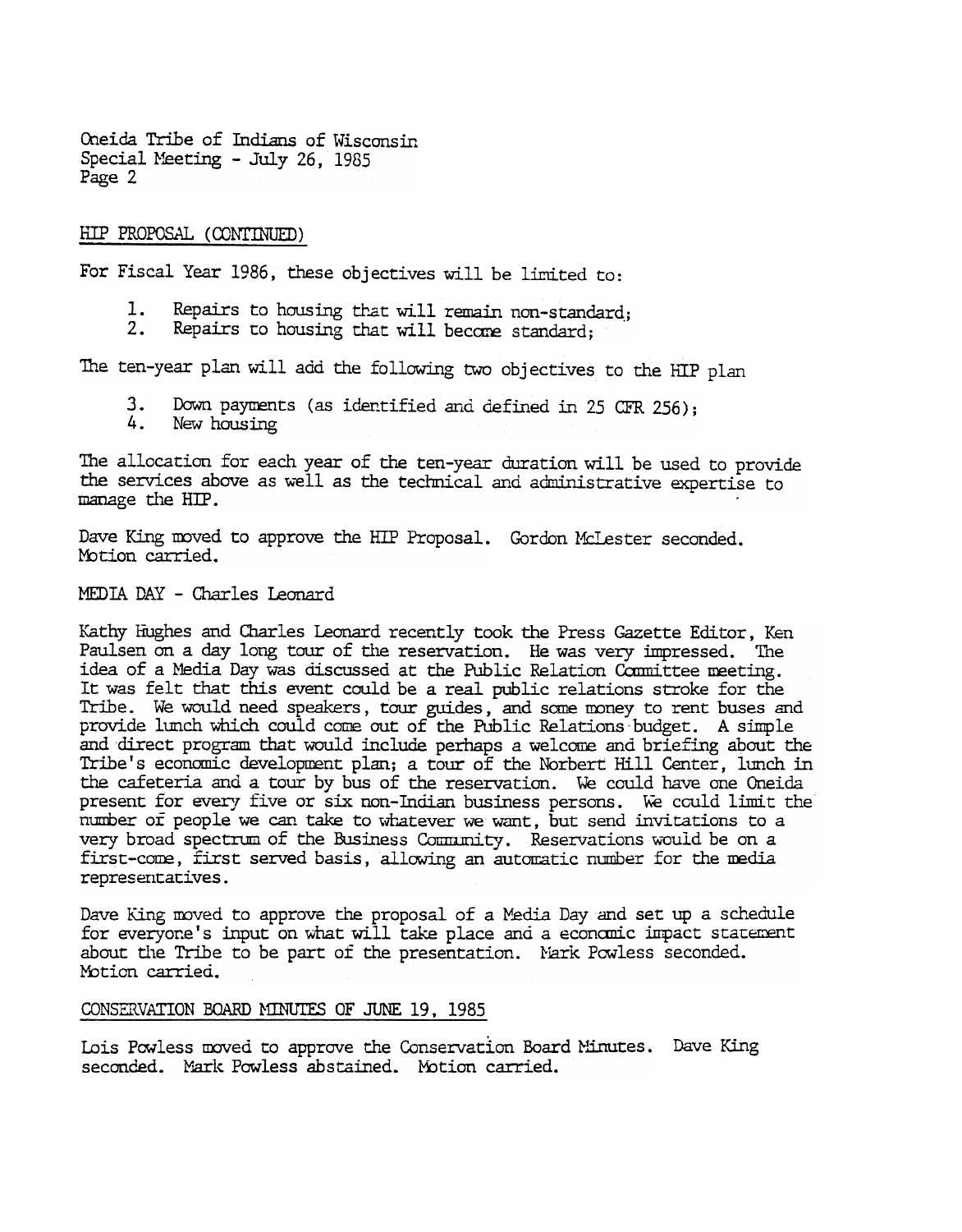## HIP PROPOSAL (CONTINUED)

For Fiscal Year 1986, these objectives will be limited to:

1. Repairs to housing that will remain non-standard;
2. Repairs to housing that will become standard;

The ten-year plan will add the following two objectives to the HIP plan

3. Down payments (as identified and defined in 25 CFR 256);
4. New housing

The allocation for each year of the ten-year duration will be used to provide the services above as well as the technical and administrative expertise to manage the HIP.

Dave King moved to approve the HIP Proposal. Gordon McLester seconded. Motion carried.

## MEDIA DAY - Charles Leonard

Kathy Hughes and Charles Leonard recently took the Press Gazette Editor, Ken Paulsen on a day long tour of the reservation. He was very impressed. The idea of a Media Day was discussed at the Public Relation Committee meeting. It was felt that this event could be a real public relations stroke for the Tribe. We would need speakers, tour guides, and some money to rent buses and provide lunch which could come out of the Public Relations budget. A simple and direct program that would include perhaps a welcome and briefing about the Tribe's economic development plan; a tour of the Norbert Hill Center, lunch in the cafeteria and a tour by bus of the reservation. We could have one Oneida present for every five or six non-Indian business persons. We could limit the number of people we can take to whatever we want, but send invitations to a very broad spectrum of the Business Community. Reservations would be on a first-come, first served basis, allowing an automatic number for the media representatives.

Dave King moved to approve the proposal of a Media Day and set up a schedule for everyone's input on what will take place and a economic impact statement about the Tribe to be part of the presentation. Mark Powless seconded. Motion carried.

## CONSERVATION BOARD MINUTES OF JUNE 19, 1985

Lois Powless moved to approve the Conservation Board Minutes. Dave King seconded. Mark Powless abstained. Motion carried.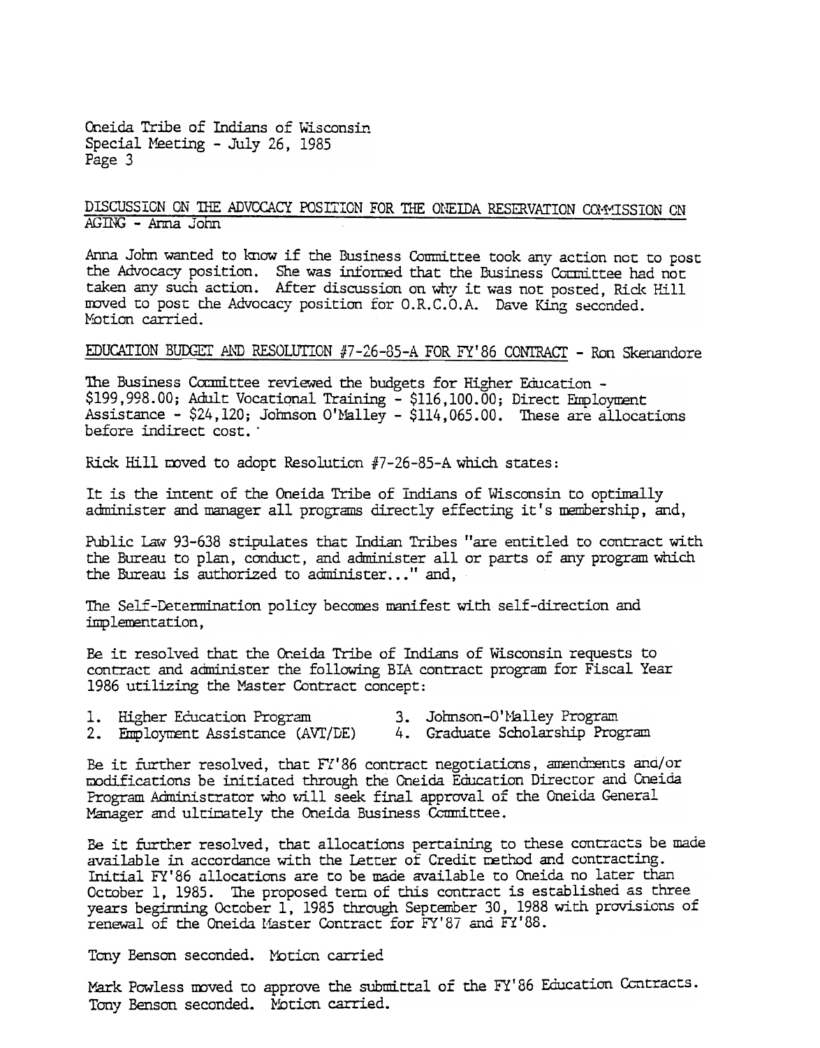Oneida Tribe of Indians of Wisconsin
Special Meeting - July 26, 1985

DISCUSSION ON THE ADVOCACY POSITION FOR THE ONEIDA RESERVATION COMMISSION ON AGING - Anna John

Anna John wanted to know if the Business Committee took any action not to post the Advocacy position. She was informed that the Business Committee had not taken any such action. After discussion on why it was not posted, Rick Hill moved to post the Advocacy position for O.R.C.O.A. Dave King seconded. Motion carried.

EDUCATION BUDGET AND RESOLUTION #7-26-85-A FOR FY'86 CONTRACT - Ron Skenandore

The Business Committee reviewed the budgets for Higher Education - $199,998.00; Adult Vocational Training - $116,100.00; Direct Employment Assistance - $24,120; Johnson O'Malley - $114,065.00. These are allocations before indirect cost.

Rick Hill moved to adopt Resolution #7-26-85-A which states:

It is the intent of the Oneida Tribe of Indians of Wisconsin to optimally administer and manager all programs directly effecting it's membership, and,

Public Law 93-638 stipulates that Indian Tribes "are entitled to contract with the Bureau to plan, conduct, and administer all or parts of any program which the Bureau is authorized to administer..." and,

The Self-Determination policy becomes manifest with self-direction and implementation,

Be it resolved that the Oneida Tribe of Indians of Wisconsin requests to contract and administer the following BIA contract program for Fiscal Year 1986 utilizing the Master Contract concept:

1. Higher Education Program
2. Employment Assistance (AVT/DE)
3. Johnson-O'Malley Program
4. Graduate Scholarship Program

Be it further resolved, that FY'86 contract negotiations, amendments and/or modifications be initiated through the Oneida Education Director and Oneida Program Administrator who will seek final approval of the Oneida General Manager and ultimately the Oneida Business Committee.

Be it further resolved, that allocations pertaining to these contracts be made available in accordance with the Letter of Credit method and contracting. Initial FY'86 allocations are to be made available to Oneida no later than October 1, 1985. The proposed term of this contract is established as three years beginning October 1, 1985 through September 30, 1988 with provisions of renewal of the Oneida Master Contract for FY'87 and FY'88.

Tony Benson seconded. Motion carried

Mark Powless moved to approve the submittal of the FY'86 Education Contracts. Tony Benson seconded. Motion carried.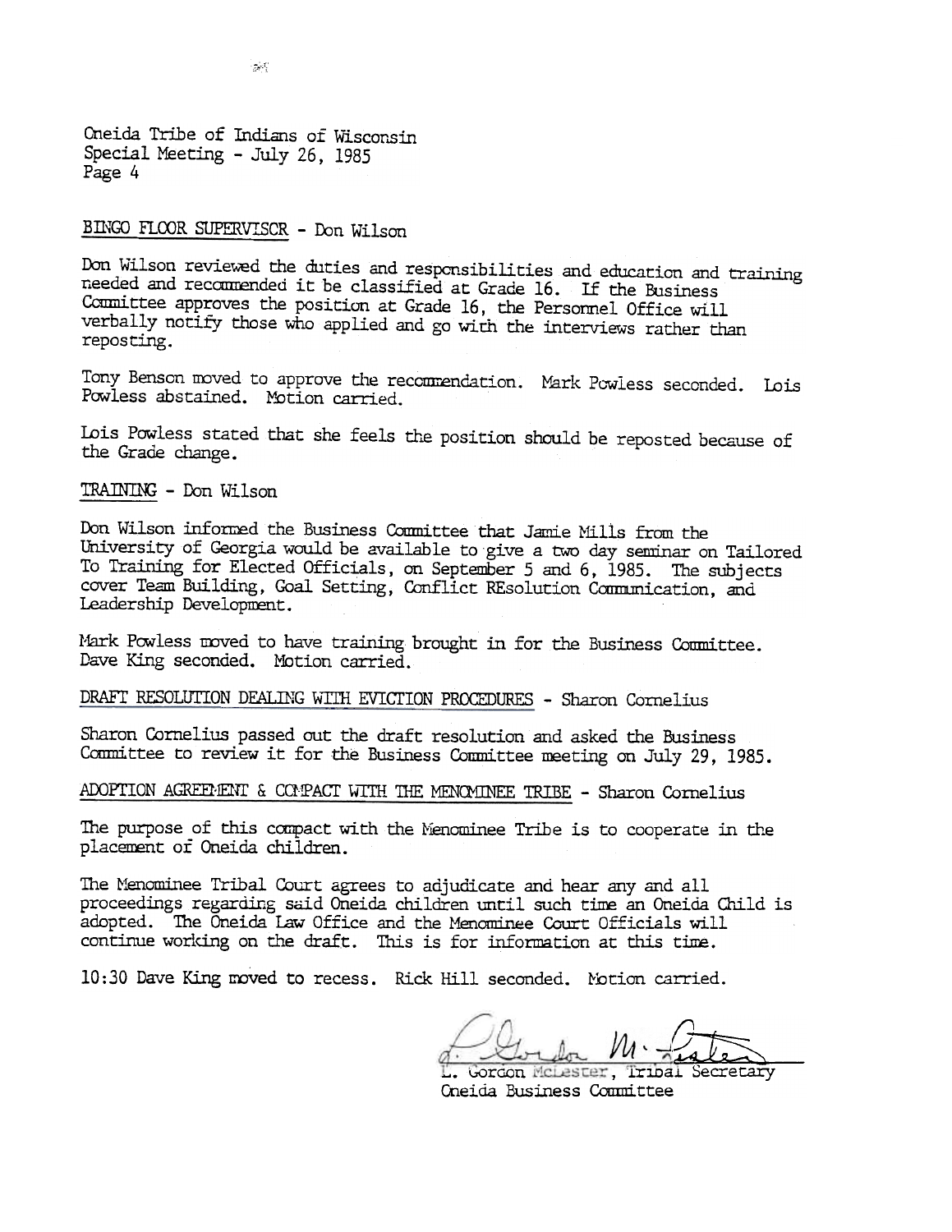Oneida Tribe of Indians of Wisconsin
Special Meeting - July 26, 1985
Page 4

BINGO FLOOR SUPERVISOR - Don Wilson

Don Wilson reviewed the duties and responsibilities and education and training needed and recommended it be classified at Grade 16. If the Business Committee approves the position at Grade 16, the Personnel Office will verbally notify those who applied and go with the interviews rather than reposting.

Tony Benson moved to approve the recommendation. Mark Powless seconded. Lois Powless abstained. Motion carried.

Lois Powless stated that she feels the position should be reposted because of the Grade change.

TRAINING - Don Wilson

Don Wilson informed the Business Committee that Jamie Mills from the University of Georgia would be available to give a two day seminar on Tailored To Training for Elected Officials, on September 5 and 6, 1985. The subjects cover Team Building, Goal Setting, Conflict REsolution Communication, and Leadership Development.

Mark Powless moved to have training brought in for the Business Committee. Dave King seconded. Motion carried.

DRAFT RESOLUTION DEALING WITH EVICTION PROCEDURES - Sharon Cornelius

Sharon Cornelius passed out the draft resolution and asked the Business Committee to review it for the Business Committee meeting on July 29, 1985.

ADOPTION AGREEMENT & COMPACT WITH THE MENOMINEE TRIBE - Sharon Cornelius

The purpose of this compact with the Menominee Tribe is to cooperate in the placement of Oneida children.

The Menominee Tribal Court agrees to adjudicate and hear any and all proceedings regarding said Oneida children until such time an Oneida Child is adopted. The Oneida Law Office and the Menominee Court Officials will continue working on the draft. This is for information at this time.

10:30 Dave King moved to recess. Rick Hill seconded. Motion carried.

L. Gordon McLester, Tribal Secretary
Oneida Business Committee